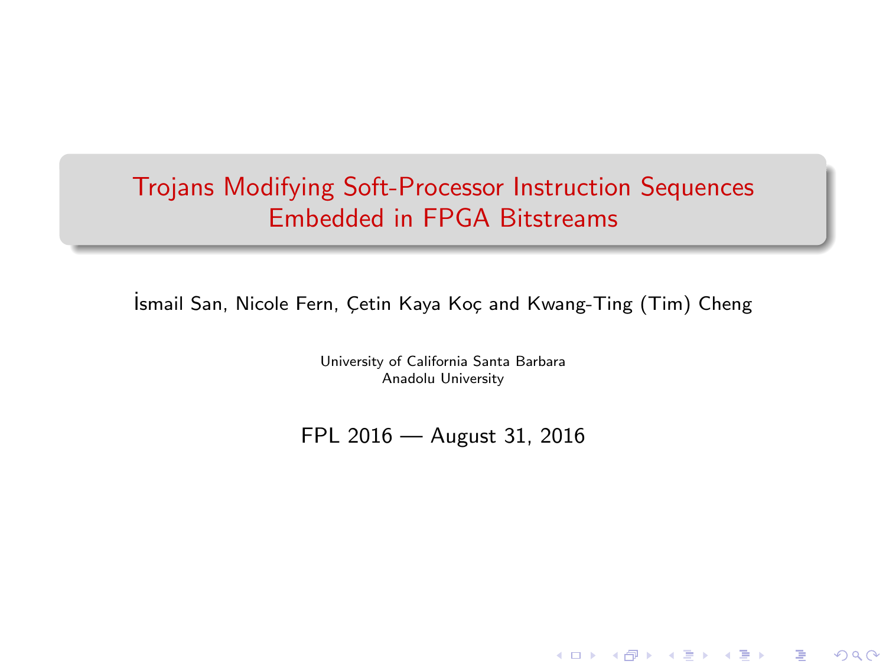# Trojans Modifying Soft-Processor Instruction Sequences Embedded in FPGA Bitstreams

İsmail San, Nicole Fern, Çetin Kaya Koç and Kwang-Ting (Tim) Cheng

University of California Santa Barbara
Anadolu University

FPL 2016 — August 31, 2016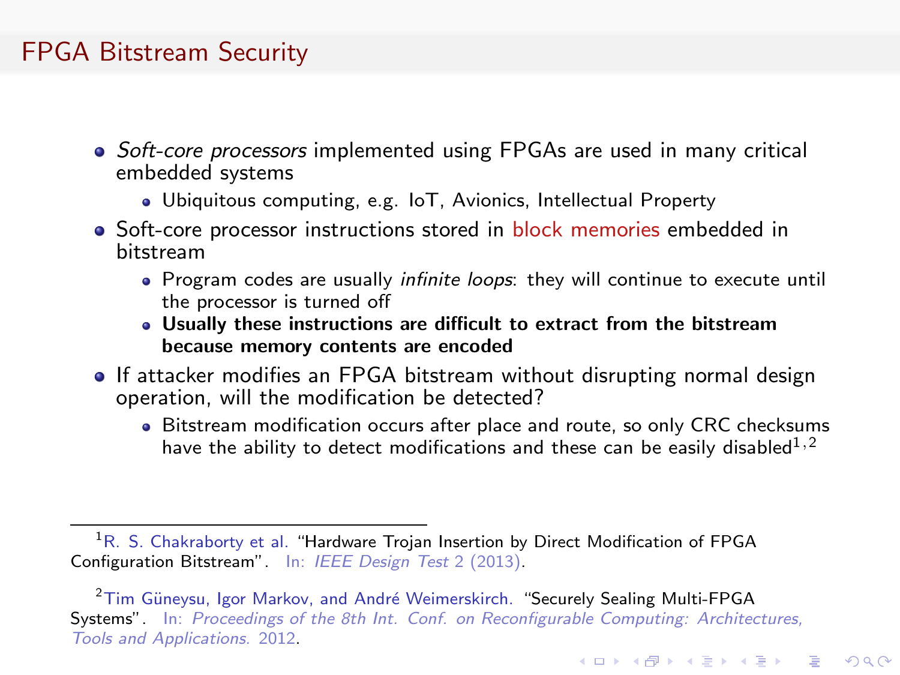# FPGA Bitstream Security

- *Soft-core processors* implemented using FPGAs are used in many critical embedded systems
  - Ubiquitous computing, e.g. IoT, Avionics, Intellectual Property
- Soft-core processor instructions stored in block memories embedded in bitstream
  - Program codes are usually *infinite loops*: they will continue to execute until the processor is turned off
  - **Usually these instructions are difficult to extract from the bitstream because memory contents are encoded**
- If attacker modifies an FPGA bitstream without disrupting normal design operation, will the modification be detected?
  - Bitstream modification occurs after place and route, so only CRC checksums have the ability to detect modifications and these can be easily disabled[1,2]

---

[1] R. S. Chakraborty et al. "Hardware Trojan Insertion by Direct Modification of FPGA Configuration Bitstream". In: *IEEE Design Test* 2 (2013).

[2] Tim Güneysu, Igor Markov, and André Weimerskirch. "Securely Sealing Multi-FPGA Systems". In: *Proceedings of the 8th Int. Conf. on Reconfigurable Computing: Architectures, Tools and Applications*. 2012.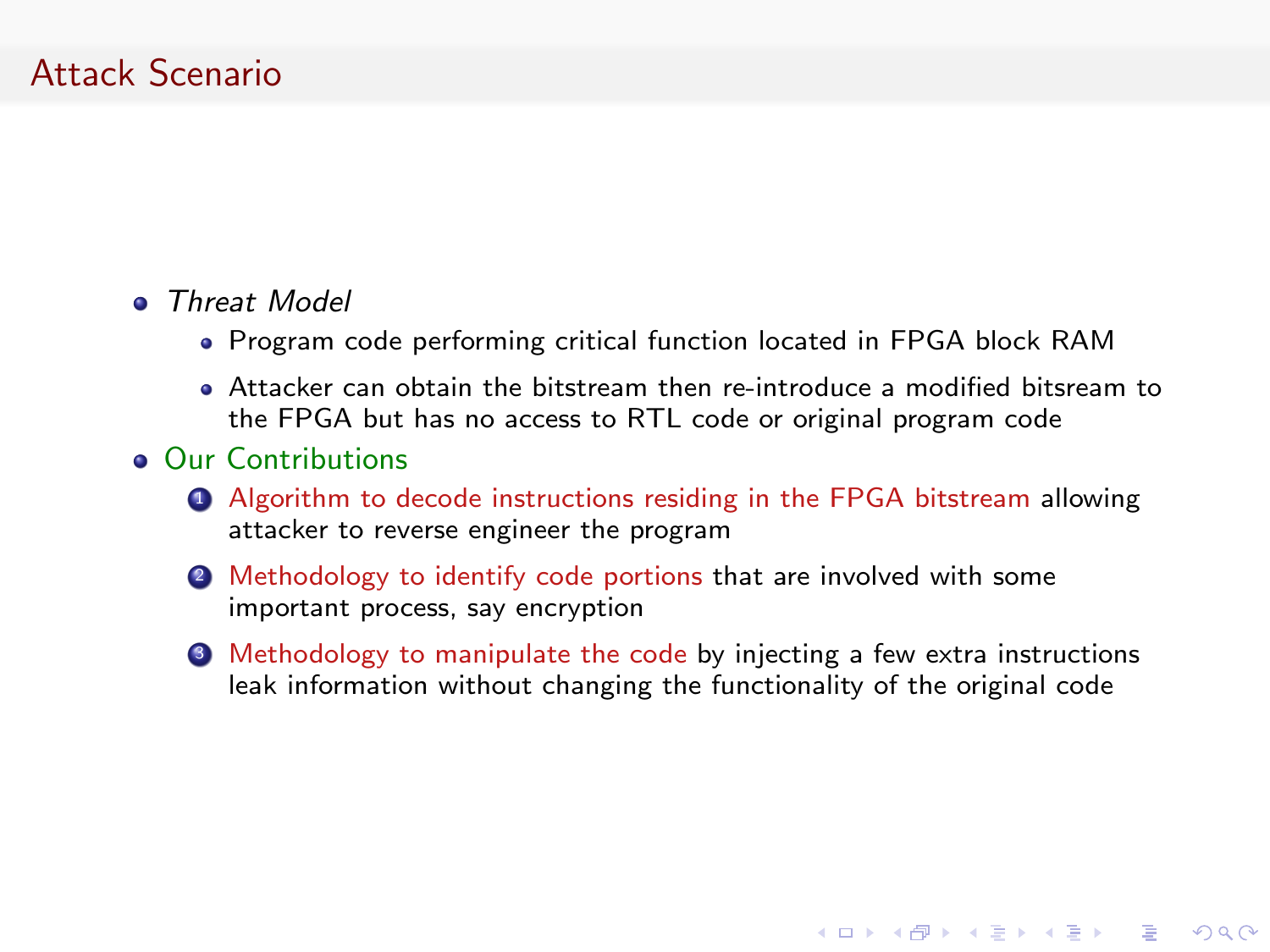# Attack Scenario

- *Threat Model*
  - Program code performing critical function located in FPGA block RAM
  - Attacker can obtain the bitstream then re-introduce a modified bitsream to the FPGA but has no access to RTL code or original program code
- Our Contributions
  1. Algorithm to decode instructions residing in the FPGA bitstream allowing attacker to reverse engineer the program
  2. Methodology to identify code portions that are involved with some important process, say encryption
  3. Methodology to manipulate the code by injecting a few extra instructions leak information without changing the functionality of the original code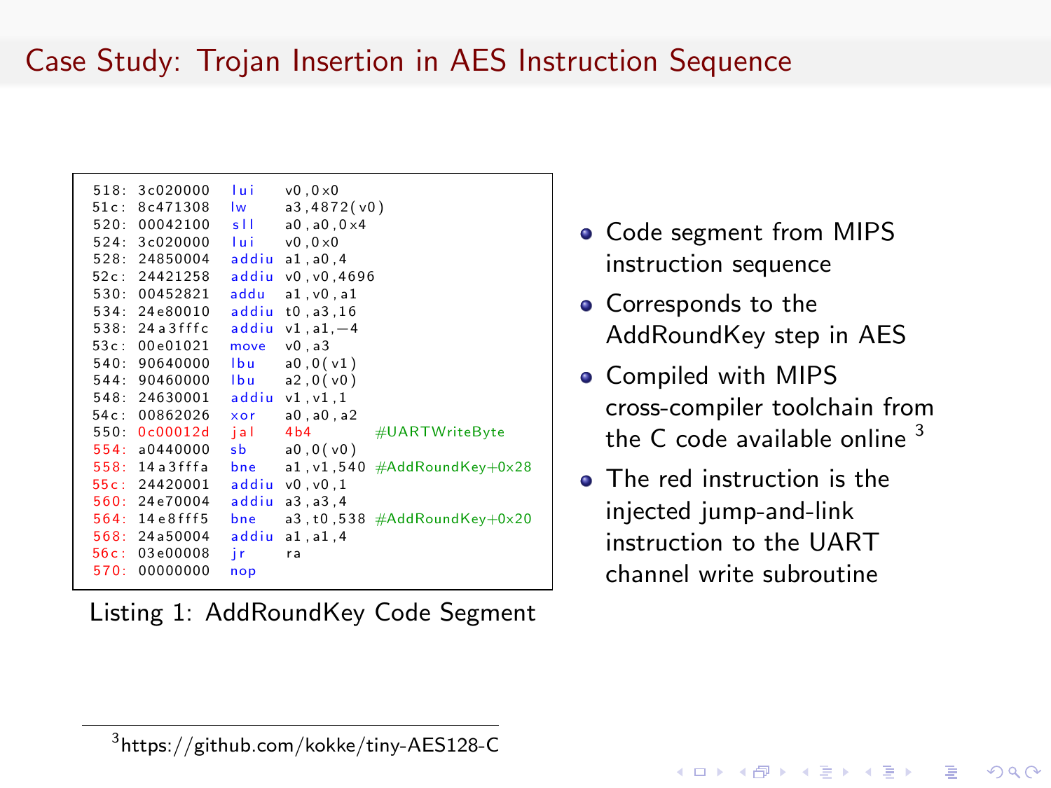## Case Study: Trojan Insertion in AES Instruction Sequence

```
518: 3c020000  lui    v0,0x0
51c: 8c471308  lw     a3,4872(v0)
520: 00042100  sll    a0,a0,0x4
524: 3c020000  lui    v0,0x0
528: 24850004  addiu  a1,a0,4
52c: 24421258  addiu  v0,v0,4696
530: 00452821  addu   a1,v0,a1
534: 24e80010  addiu  t0,a3,16
538: 24a3fffc  addiu  v1,a1,-4
53c: 00e01021  move   v0,a3
540: 90640000  lbu    a0,0(v1)
544: 90460000  lbu    a2,0(v0)
548: 24630001  addiu  v1,v1,1
54c: 00862026  xor    a0,a0,a2
550: 0c00012d  jal    4b4          #UARTWriteByte
554: a0440000  sb     a0,0(v0)
558: 14a3fffa  bne    a1,v1,540    #AddRoundKey+0x28
55c: 24420001  addiu  v0,v0,1
560: 24e70004  addiu  a3,a3,4
564: 14e8fff5  bne    a3,t0,538    #AddRoundKey+0x20
568: 24a50004  addiu  a1,a1,4
56c: 03e00008  jr     ra
570: 00000000  nop
```

Listing 1: AddRoundKey Code Segment

- Code segment from MIPS instruction sequence
- Corresponds to the AddRoundKey step in AES
- Compiled with MIPS cross-compiler toolchain from the C code available online [3]
- The red instruction is the injected jump-and-link instruction to the UART channel write subroutine

[3] https://github.com/kokke/tiny-AES128-C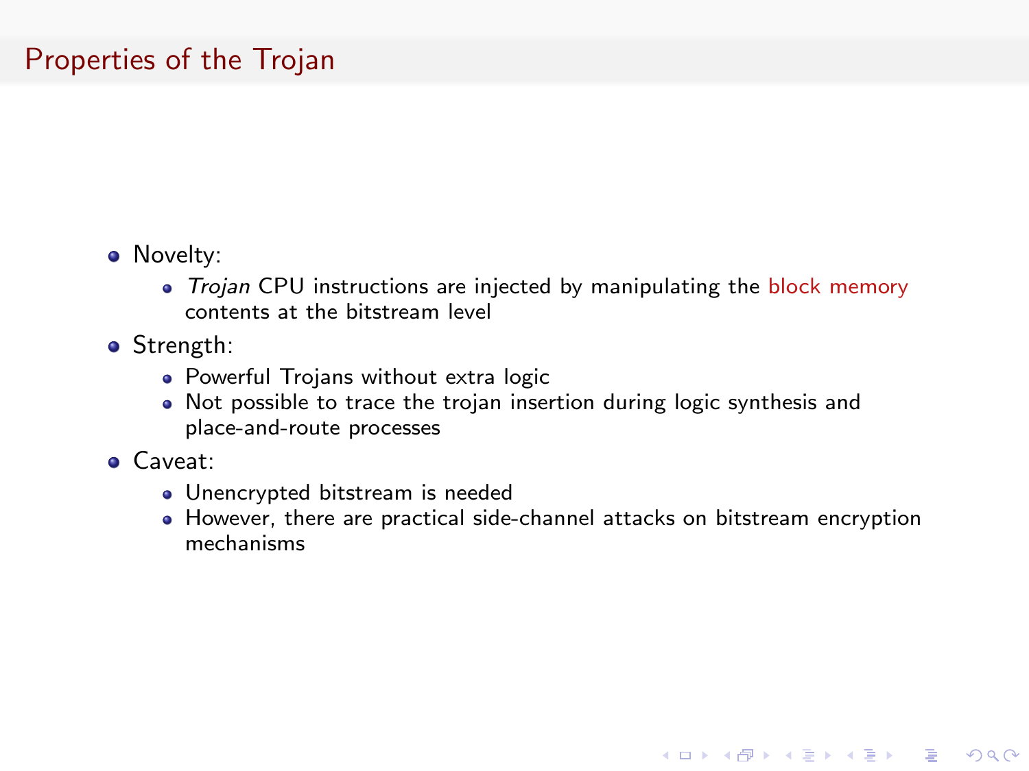# Properties of the Trojan

- Novelty:
  - *Trojan* CPU instructions are injected by manipulating the block memory contents at the bitstream level
- Strength:
  - Powerful Trojans without extra logic
  - Not possible to trace the trojan insertion during logic synthesis and place-and-route processes
- Caveat:
  - Unencrypted bitstream is needed
  - However, there are practical side-channel attacks on bitstream encryption mechanisms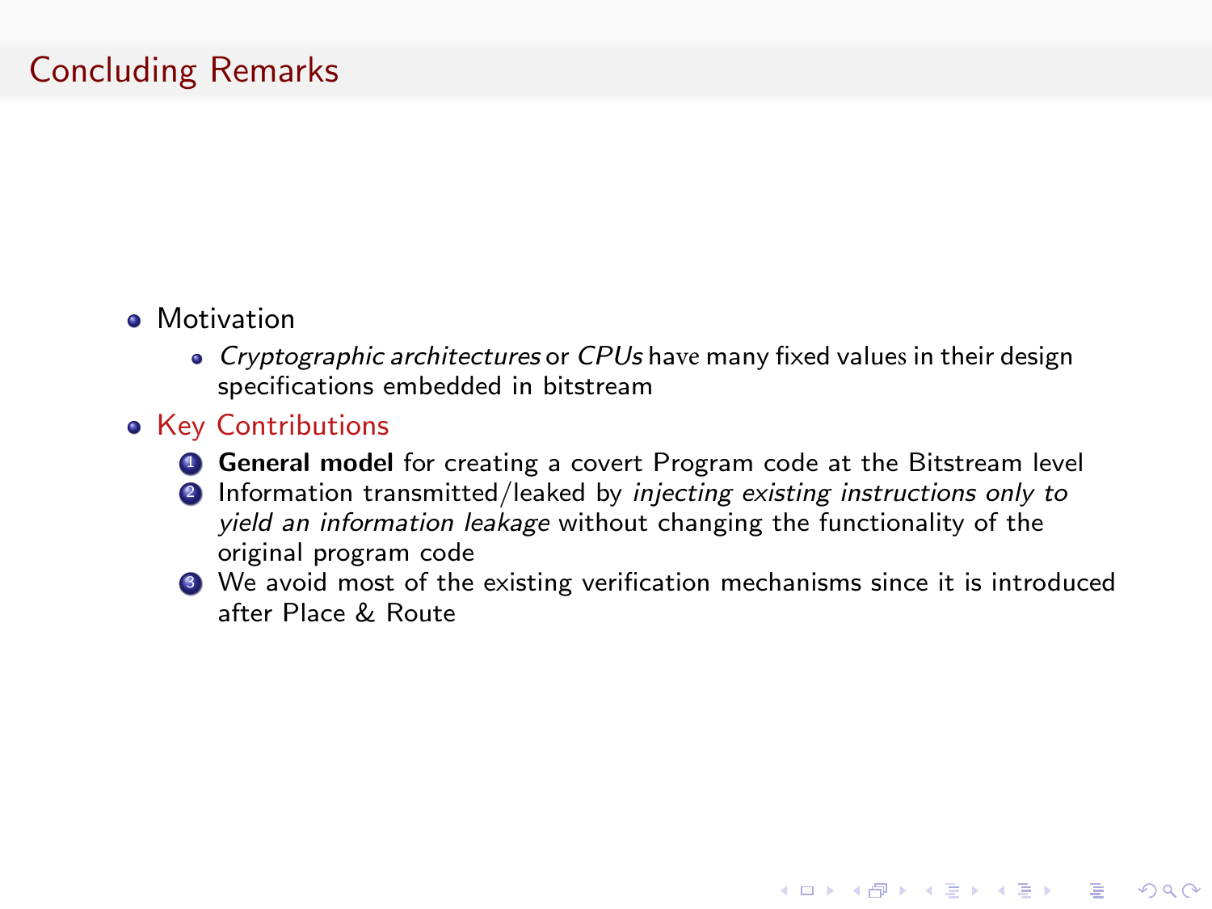# Concluding Remarks

- Motivation
  - *Cryptographic architectures* or *CPUs* have many fixed values in their design specifications embedded in bitstream
- Key Contributions
  1. **General model** for creating a covert Program code at the Bitstream level
  2. Information transmitted/leaked by *injecting existing instructions only to yield an information leakage* without changing the functionality of the original program code
  3. We avoid most of the existing verification mechanisms since it is introduced after Place & Route